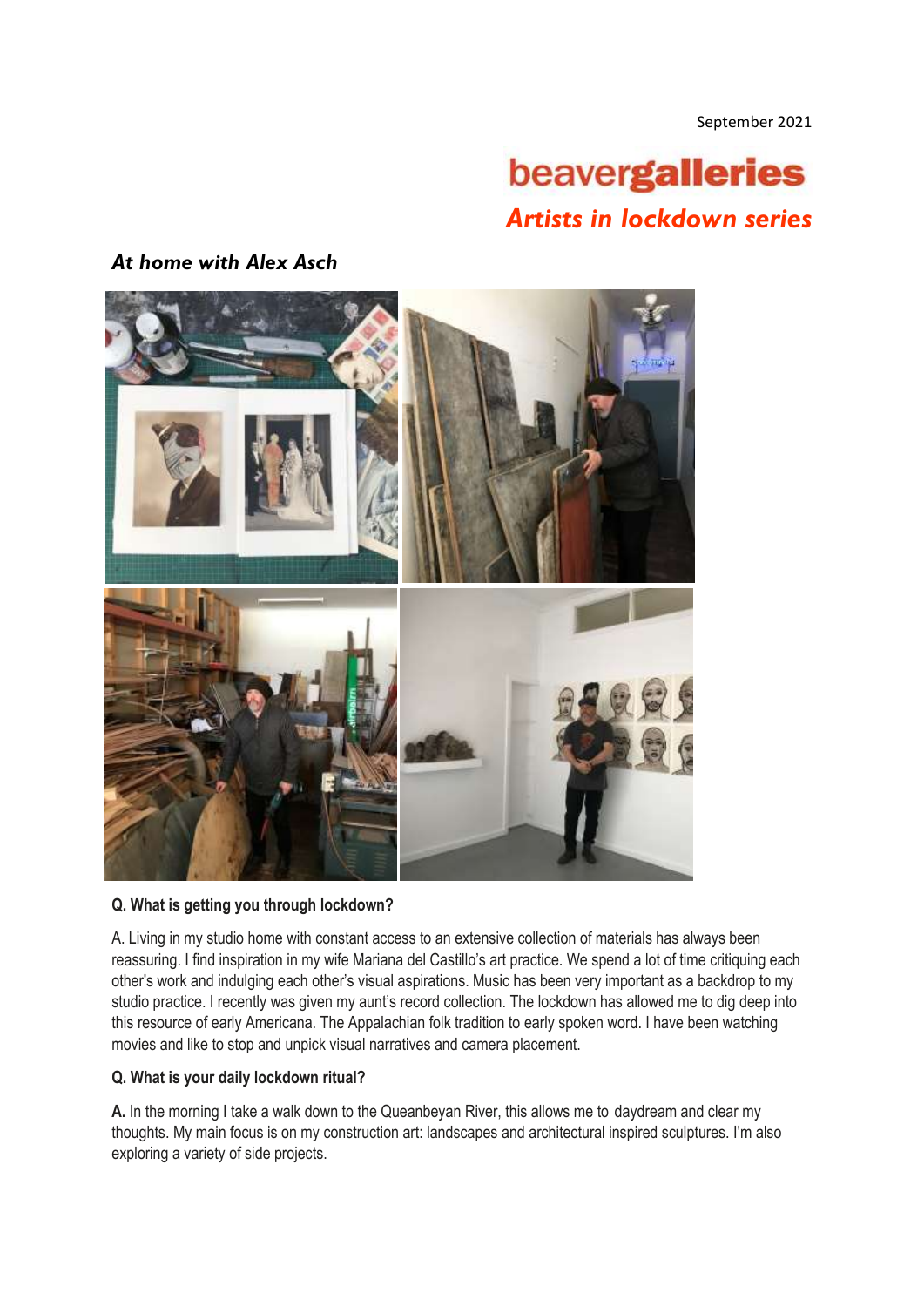September 2021

# beavergalleries

## *Artists in lockdown series*

### *At home with Alex Asch*

**Q. What is getting you through lockdown?**

A. Living in my studio home with constant access to an extensive collection of materials has always been reassuring. I find inspiration in my wife Mariana del Castillo's art practice. We spend a lot of time critiquing each other's work and indulging each other's visual aspirations. Music has been very important as a backdrop to my studio practice. I recently was given my aunt's record collection. The lockdown has allowed me to dig deep into this resource of early Americana. The Appalachian folk tradition to early spoken word. I have been watching movies and like to stop and unpick visual narratives and camera placement.

**Q. What is your daily lockdown ritual?**

**A.** In the morning I take a walk down to the Queanbeyan River, this allows me to daydream and clear my thoughts. My main focus is on my construction art: landscapes and architectural inspired sculptures. I'm also exploring a variety of side projects.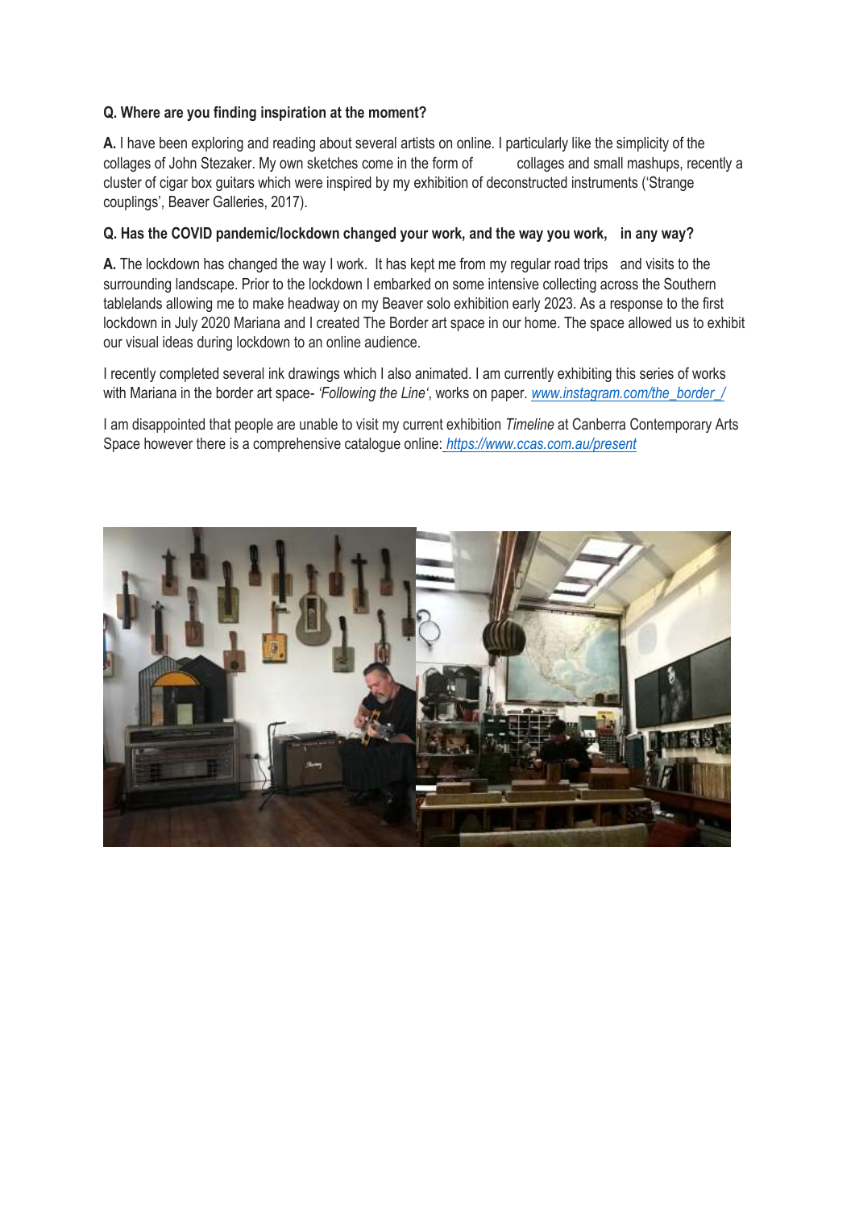**Q. Where are you finding inspiration at the moment?**

**A.** I have been exploring and reading about several artists on online. I particularly like the simplicity of the collages of John Stezaker. My own sketches come in the form of collages and small mashups, recently a cluster of cigar box guitars which were inspired by my exhibition of deconstructed instruments ('Strange couplings', Beaver Galleries, 2017).

**Q. Has the COVID pandemic/lockdown changed your work, and the way you work, in any way?**

**A.** The lockdown has changed the way I work. It has kept me from my regular road trips and visits to the surrounding landscape. Prior to the lockdown I embarked on some intensive collecting across the Southern tablelands allowing me to make headway on my Beaver solo exhibition early 2023. As a response to the first lockdown in July 2020 Mariana and I created The Border art space in our home. The space allowed us to exhibit our visual ideas during lockdown to an online audience.

I recently completed several ink drawings which I also animated. I am currently exhibiting this series of works with Mariana in the border art space- *'Following the Line'*, works on paper. [www.instagram.com/the_border_/](www.instagram.com/the_border_/)

I am disappointed that people are unable to visit my current exhibition *Timeline* at Canberra Contemporary Arts Space however there is a comprehensive catalogue online: [https://www.ccas.com.au/present](https://www.ccas.com.au/present)